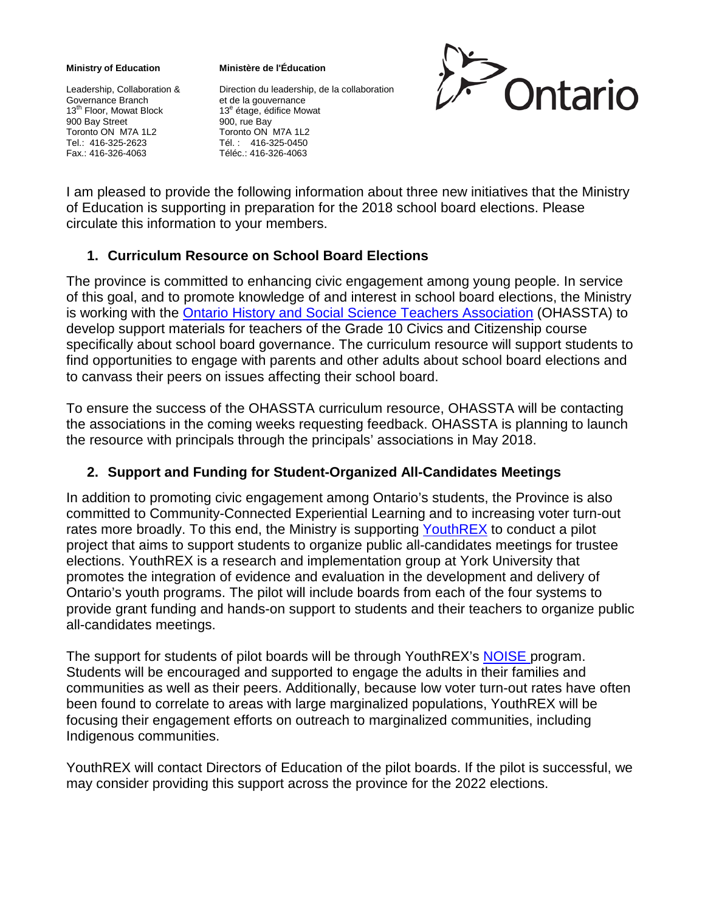**Ministry of Education**

Leadership, Collaboration & Governance Branch
13th Floor, Mowat Block
900 Bay Street
Toronto ON M7A 1L2
Tel.: 416-325-2623
Fax.: 416-326-4063

**Ministère de l'Éducation**

Direction du leadership, de la collaboration et de la gouvernance
13e étage, édifice Mowat
900, rue Bay
Toronto ON M7A 1L2
Tél. : 416-325-0450
Téléc.: 416-326-4063

Ontario

I am pleased to provide the following information about three new initiatives that the Ministry of Education is supporting in preparation for the 2018 school board elections. Please circulate this information to your members.

## 1. Curriculum Resource on School Board Elections

The province is committed to enhancing civic engagement among young people. In service of this goal, and to promote knowledge of and interest in school board elections, the Ministry is working with the Ontario History and Social Science Teachers Association (OHASSTA) to develop support materials for teachers of the Grade 10 Civics and Citizenship course specifically about school board governance. The curriculum resource will support students to find opportunities to engage with parents and other adults about school board elections and to canvass their peers on issues affecting their school board.

To ensure the success of the OHASSTA curriculum resource, OHASSTA will be contacting the associations in the coming weeks requesting feedback. OHASSTA is planning to launch the resource with principals through the principals' associations in May 2018.

## 2. Support and Funding for Student-Organized All-Candidates Meetings

In addition to promoting civic engagement among Ontario's students, the Province is also committed to Community-Connected Experiential Learning and to increasing voter turn-out rates more broadly. To this end, the Ministry is supporting YouthREX to conduct a pilot project that aims to support students to organize public all-candidates meetings for trustee elections. YouthREX is a research and implementation group at York University that promotes the integration of evidence and evaluation in the development and delivery of Ontario's youth programs. The pilot will include boards from each of the four systems to provide grant funding and hands-on support to students and their teachers to organize public all-candidates meetings.

The support for students of pilot boards will be through YouthREX's NOISE program. Students will be encouraged and supported to engage the adults in their families and communities as well as their peers. Additionally, because low voter turn-out rates have often been found to correlate to areas with large marginalized populations, YouthREX will be focusing their engagement efforts on outreach to marginalized communities, including Indigenous communities.

YouthREX will contact Directors of Education of the pilot boards. If the pilot is successful, we may consider providing this support across the province for the 2022 elections.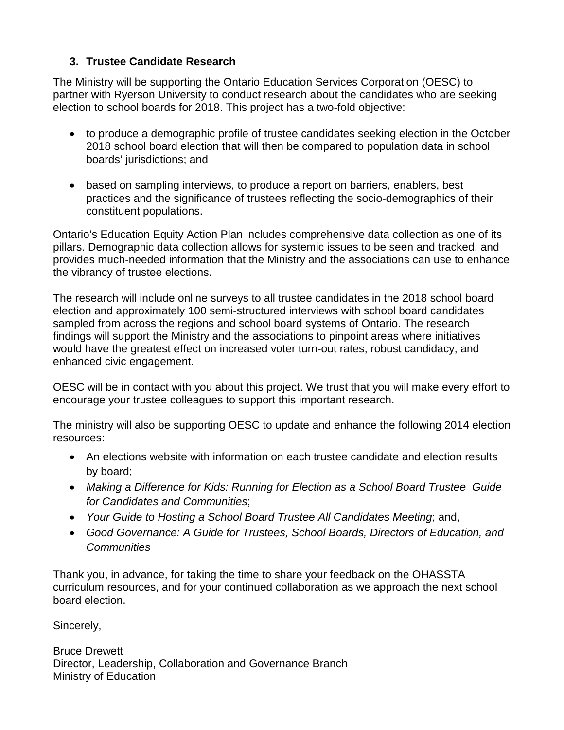### 3. Trustee Candidate Research

The Ministry will be supporting the Ontario Education Services Corporation (OESC) to partner with Ryerson University to conduct research about the candidates who are seeking election to school boards for 2018. This project has a two-fold objective:

- to produce a demographic profile of trustee candidates seeking election in the October 2018 school board election that will then be compared to population data in school boards' jurisdictions; and

- based on sampling interviews, to produce a report on barriers, enablers, best practices and the significance of trustees reflecting the socio-demographics of their constituent populations.

Ontario's Education Equity Action Plan includes comprehensive data collection as one of its pillars. Demographic data collection allows for systemic issues to be seen and tracked, and provides much-needed information that the Ministry and the associations can use to enhance the vibrancy of trustee elections.

The research will include online surveys to all trustee candidates in the 2018 school board election and approximately 100 semi-structured interviews with school board candidates sampled from across the regions and school board systems of Ontario. The research findings will support the Ministry and the associations to pinpoint areas where initiatives would have the greatest effect on increased voter turn-out rates, robust candidacy, and enhanced civic engagement.

OESC will be in contact with you about this project. We trust that you will make every effort to encourage your trustee colleagues to support this important research.

The ministry will also be supporting OESC to update and enhance the following 2014 election resources:

- An elections website with information on each trustee candidate and election results by board;
- *Making a Difference for Kids: Running for Election as a School Board Trustee Guide for Candidates and Communities*;
- *Your Guide to Hosting a School Board Trustee All Candidates Meeting*; and,
- *Good Governance: A Guide for Trustees, School Boards, Directors of Education, and Communities*

Thank you, in advance, for taking the time to share your feedback on the OHASSTA curriculum resources, and for your continued collaboration as we approach the next school board election.

Sincerely,

Bruce Drewett
Director, Leadership, Collaboration and Governance Branch
Ministry of Education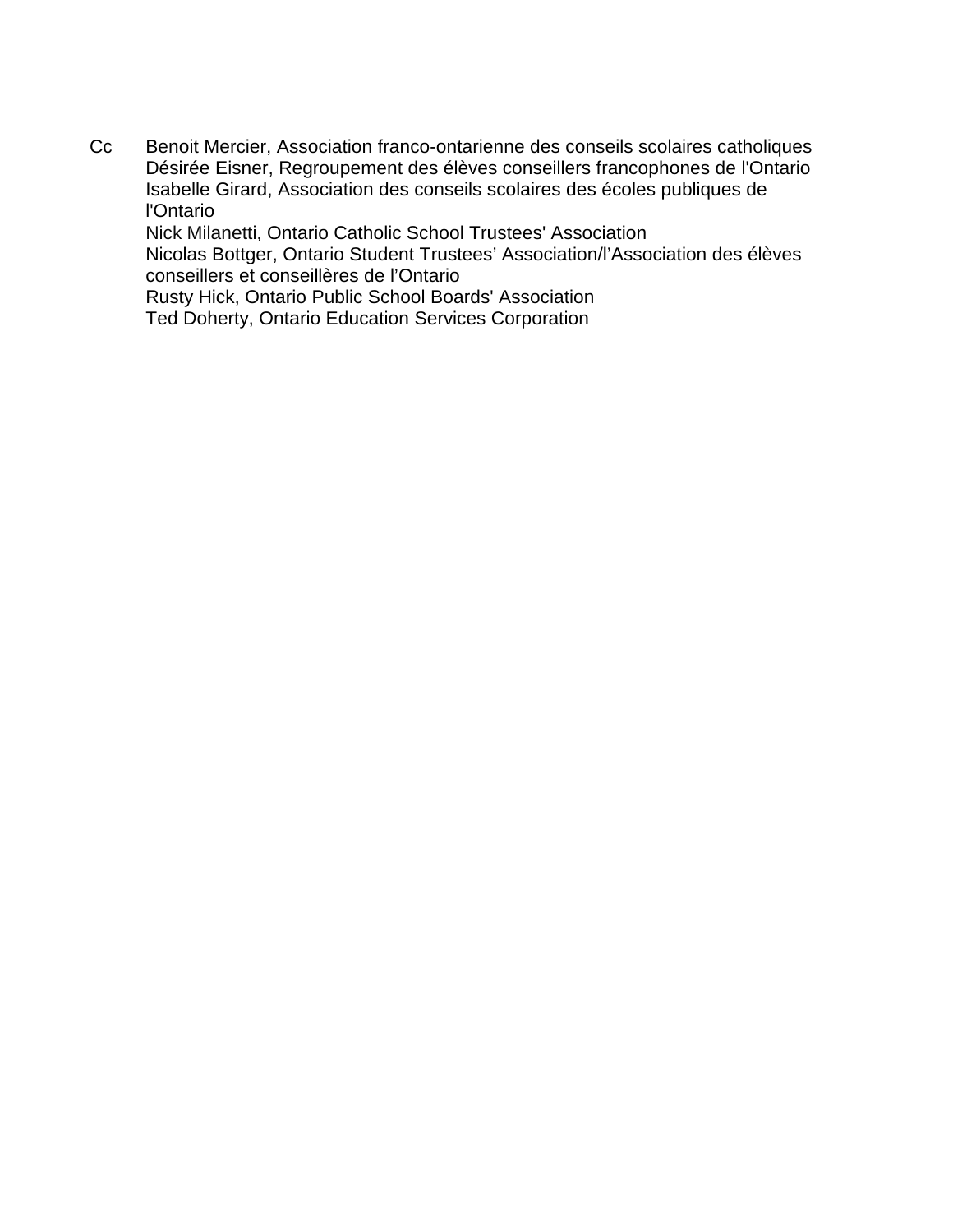Cc Benoit Mercier, Association franco-ontarienne des conseils scolaires catholiques
Désirée Eisner, Regroupement des élèves conseillers francophones de l'Ontario
Isabelle Girard, Association des conseils scolaires des écoles publiques de l'Ontario
Nick Milanetti, Ontario Catholic School Trustees' Association
Nicolas Bottger, Ontario Student Trustees' Association/l'Association des élèves conseillers et conseillères de l'Ontario
Rusty Hick, Ontario Public School Boards' Association
Ted Doherty, Ontario Education Services Corporation